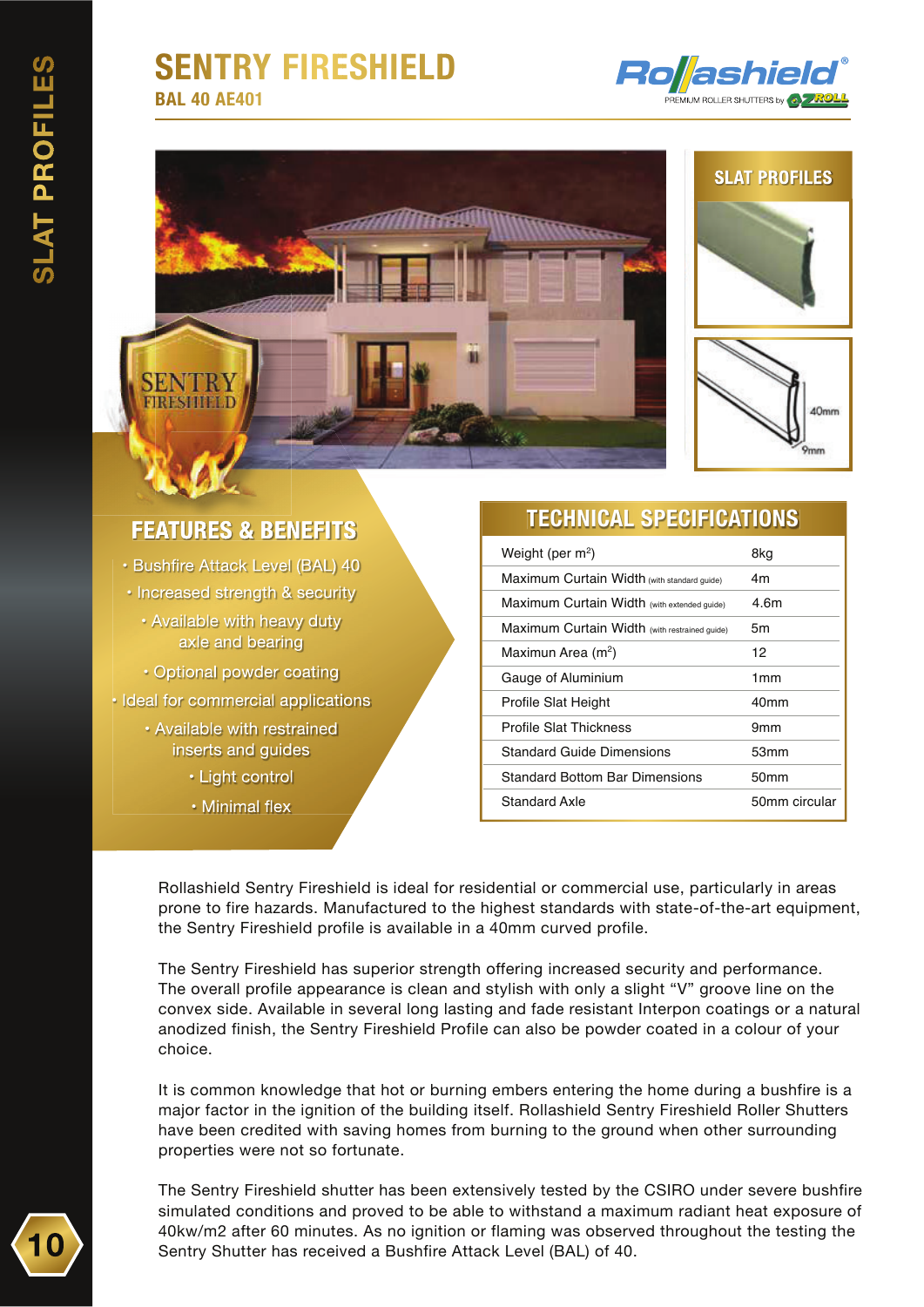# SENTRY FIRESHIELD

## BAL 40 AE401

## SLAT PROFILES

40mm

9mm

## FEATURES & BENEFITS

- Bushfire Attack Level (BAL) 40
- Increased strength & security
- Available with heavy duty axle and bearing
- Optional powder coating
- Ideal for commercial applications
- Available with restrained inserts and guides
- Light control
- Minimal flex

## TECHNICAL SPECIFICATIONS

| Specification | Value |
|---|---|
| Weight (per $m^2$) | 8kg |
| Maximum Curtain Width (with standard guide) | 4m |
| Maximum Curtain Width (with extended guide) | 4.6m |
| Maximum Curtain Width (with restrained guide) | 5m |
| Maximun Area ($m^2$) | 12 |
| Gauge of Aluminium | 1mm |
| Profile Slat Height | 40mm |
| Profile Slat Thickness | 9mm |
| Standard Guide Dimensions | 53mm |
| Standard Bottom Bar Dimensions | 50mm |
| Standard Axle | 50mm circular |

Rollashield Sentry Fireshield is ideal for residential or commercial use, particularly in areas prone to fire hazards. Manufactured to the highest standards with state-of-the-art equipment, the Sentry Fireshield profile is available in a 40mm curved profile.

The Sentry Fireshield has superior strength offering increased security and performance. The overall profile appearance is clean and stylish with only a slight "V" groove line on the convex side. Available in several long lasting and fade resistant Interpon coatings or a natural anodized finish, the Sentry Fireshield Profile can also be powder coated in a colour of your choice.

It is common knowledge that hot or burning embers entering the home during a bushfire is a major factor in the ignition of the building itself. Rollashield Sentry Fireshield Roller Shutters have been credited with saving homes from burning to the ground when other surrounding properties were not so fortunate.

The Sentry Fireshield shutter has been extensively tested by the CSIRO under severe bushfire simulated conditions and proved to be able to withstand a maximum radiant heat exposure of 40kw/m2 after 60 minutes. As no ignition or flaming was observed throughout the testing the Sentry Shutter has received a Bushfire Attack Level (BAL) of 40.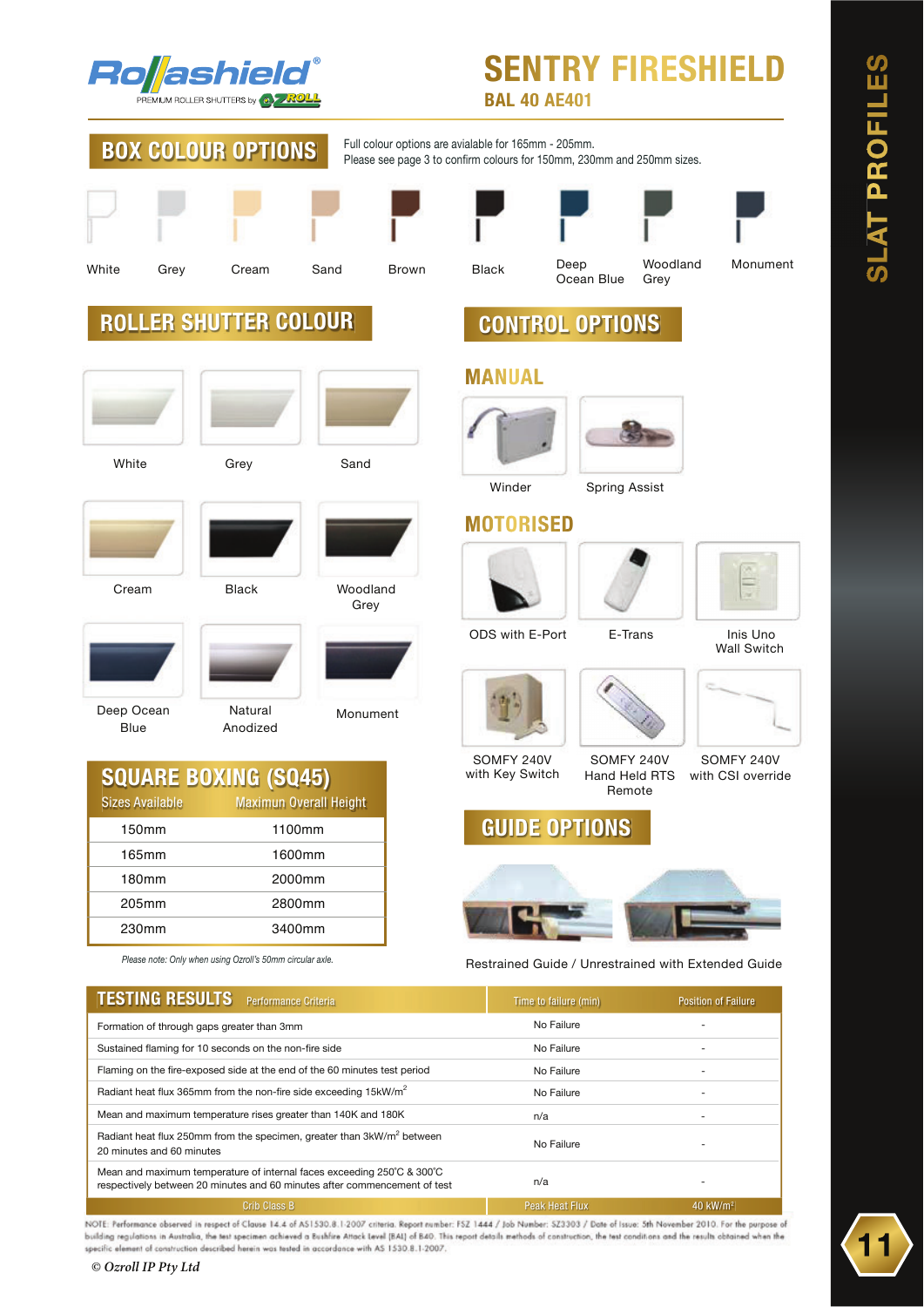Rollashield® PREMIUM ROLLER SHUTTERS by OZROLL

# SENTRY FIRESHIELD

## BAL 40 AE401

SLAT PROFILES

## BOX COLOUR OPTIONS

Full colour options are available for 165mm - 205mm.
Please see page 3 to confirm colours for 150mm, 230mm and 250mm sizes.

White · Grey · Cream · Sand · Brown · Black · Deep Ocean Blue · Woodland Grey · Monument

## ROLLER SHUTTER COLOUR

White · Grey · Sand

Cream · Black · Woodland Grey

Deep Ocean Blue · Natural Anodized · Monument

## CONTROL OPTIONS

### MANUAL

Winder · Spring Assist

### MOTORISED

ODS with E-Port · E-Trans · Inis Uno Wall Switch

SOMFY 240V with Key Switch · SOMFY 240V Hand Held RTS Remote · SOMFY 240V with CSI override

## SQUARE BOXING (SQ45)

| Sizes Available | Maximun Overall Height |
|---|---|
| 150mm | 1100mm |
| 165mm | 1600mm |
| 180mm | 2000mm |
| 205mm | 2800mm |
| 230mm | 3400mm |

*Please note: Only when using Ozroll's 50mm circular axle.*

## GUIDE OPTIONS

Restrained Guide / Unrestrained with Extended Guide

## TESTING RESULTS

| Performance Criteria | Time to failure (min) | Position of Failure |
|---|---|---|
| Formation of through gaps greater than 3mm | No Failure | - |
| Sustained flaming for 10 seconds on the non-fire side | No Failure | - |
| Flaming on the fire-exposed side at the end of the 60 minutes test period | No Failure | - |
| Radiant heat flux 365mm from the non-fire side exceeding $15kW/m^2$ | No Failure | - |
| Mean and maximum temperature rises greater than 140K and 180K | n/a | - |
| Radiant heat flux 250mm from the specimen, greater than $3kW/m^2$ between 20 minutes and 60 minutes | No Failure | - |
| Mean and maximum temperature of internal faces exceeding 250˚C & 300˚C respectively between 20 minutes and 60 minutes after commencement of test | n/a | - |
| Crib Class B | Peak Heat Flux | $40 kW/m^2$ |

NOTE: Performance observed in respect of Clause 14.4 of AS1530.8.1-2007 criteria. Report number: FSZ 1444 / Job Number: SZ3303 / Date of Issue: 5th November 2010. For the purpose of building regulations in Australia, the test specimen achieved a Bushfire Attack Level (BAL) of B40. This report details methods of construction, the test conditions and the results obtained when the specific element of construction described herein was tested in accordance with AS 1530.8.1-2007.

© Ozroll IP Pty Ltd